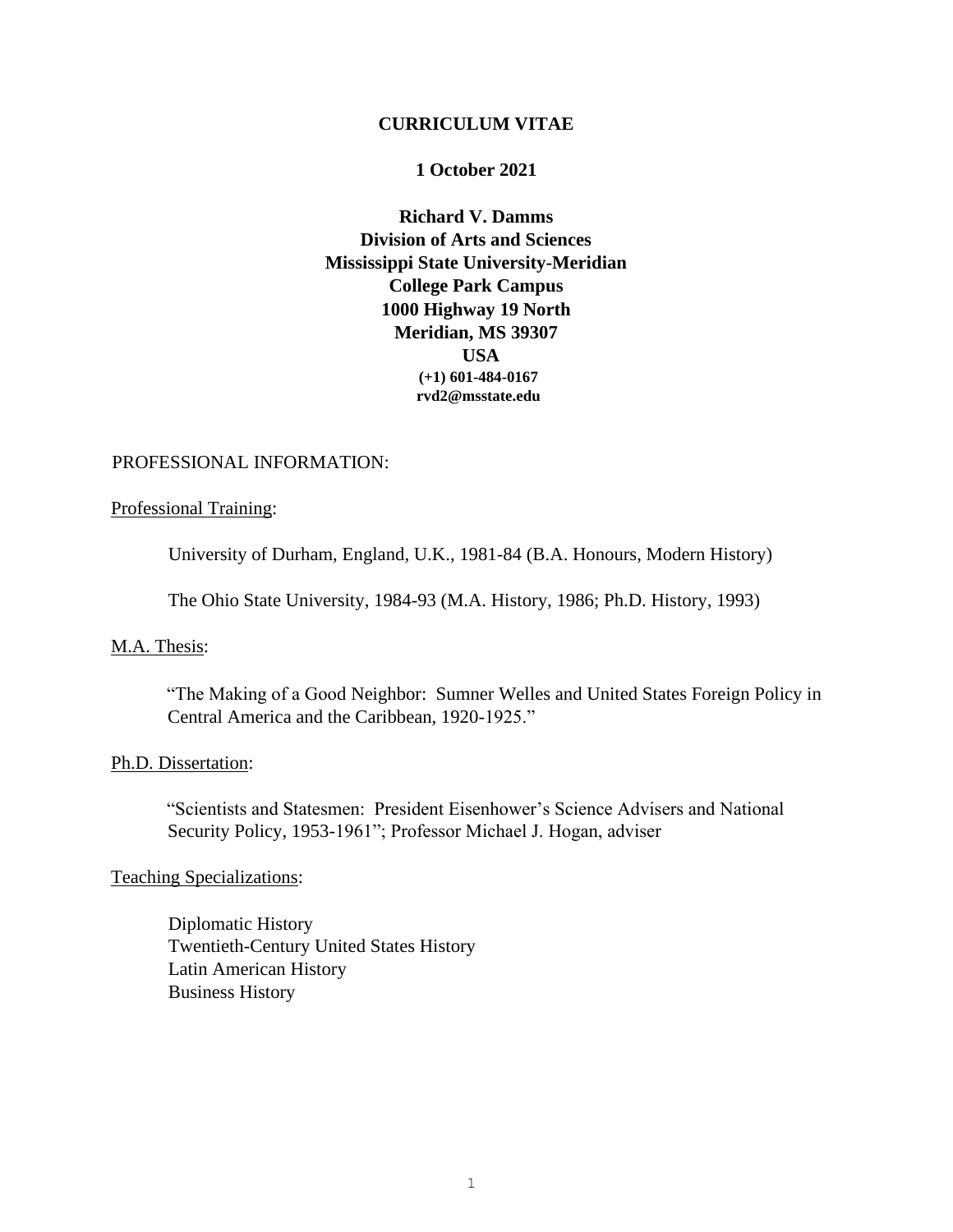# CURRICULUM VITAE

**1 October 2021**

**Richard V. Damms**
**Division of Arts and Sciences**
**Mississippi State University-Meridian**
**College Park Campus**
**1000 Highway 19 North**
**Meridian, MS 39307**
**USA**
**(+1) 601-484-0167**
**rvd2@msstate.edu**

## PROFESSIONAL INFORMATION:

### Professional Training:

University of Durham, England, U.K., 1981-84 (B.A. Honours, Modern History)

The Ohio State University, 1984-93 (M.A. History, 1986; Ph.D. History, 1993)

### M.A. Thesis:

"The Making of a Good Neighbor: Sumner Welles and United States Foreign Policy in Central America and the Caribbean, 1920-1925."

### Ph.D. Dissertation:

"Scientists and Statesmen: President Eisenhower's Science Advisers and National Security Policy, 1953-1961"; Professor Michael J. Hogan, adviser

### Teaching Specializations:

Diplomatic History
Twentieth-Century United States History
Latin American History
Business History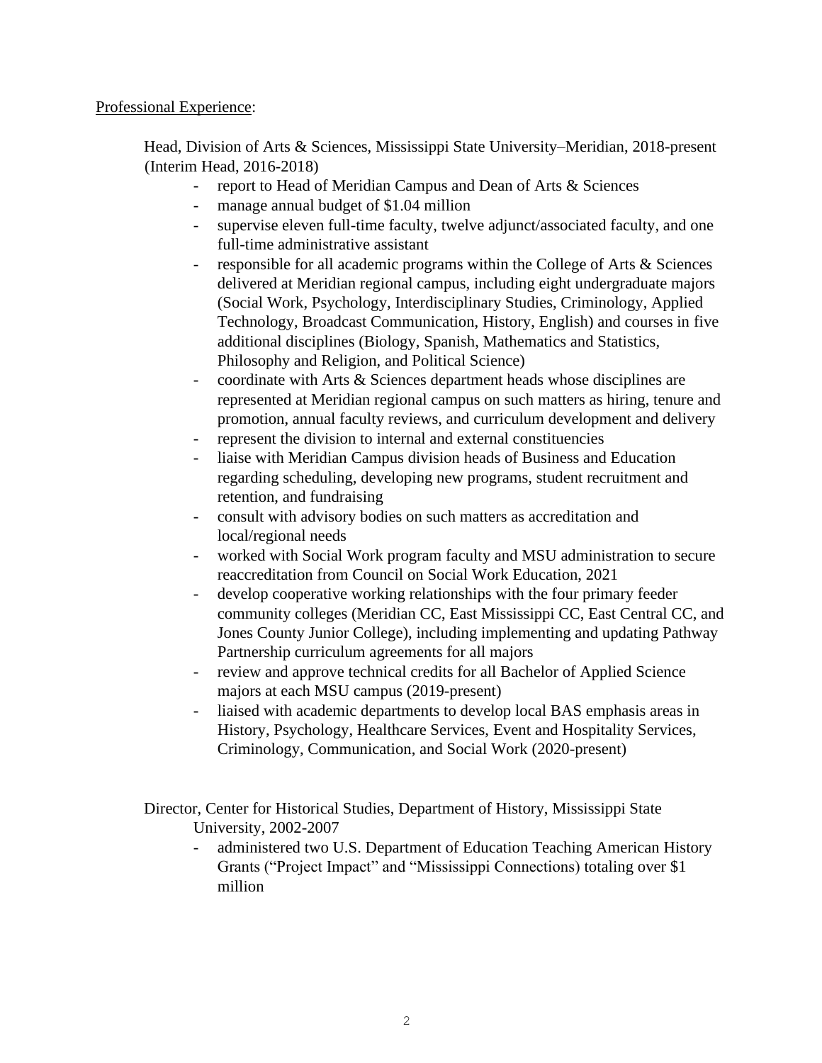Professional Experience:

Head, Division of Arts & Sciences, Mississippi State University–Meridian, 2018-present (Interim Head, 2016-2018)

- report to Head of Meridian Campus and Dean of Arts & Sciences
- manage annual budget of $1.04 million
- supervise eleven full-time faculty, twelve adjunct/associated faculty, and one full-time administrative assistant
- responsible for all academic programs within the College of Arts & Sciences delivered at Meridian regional campus, including eight undergraduate majors (Social Work, Psychology, Interdisciplinary Studies, Criminology, Applied Technology, Broadcast Communication, History, English) and courses in five additional disciplines (Biology, Spanish, Mathematics and Statistics, Philosophy and Religion, and Political Science)
- coordinate with Arts & Sciences department heads whose disciplines are represented at Meridian regional campus on such matters as hiring, tenure and promotion, annual faculty reviews, and curriculum development and delivery
- represent the division to internal and external constituencies
- liaise with Meridian Campus division heads of Business and Education regarding scheduling, developing new programs, student recruitment and retention, and fundraising
- consult with advisory bodies on such matters as accreditation and local/regional needs
- worked with Social Work program faculty and MSU administration to secure reaccreditation from Council on Social Work Education, 2021
- develop cooperative working relationships with the four primary feeder community colleges (Meridian CC, East Mississippi CC, East Central CC, and Jones County Junior College), including implementing and updating Pathway Partnership curriculum agreements for all majors
- review and approve technical credits for all Bachelor of Applied Science majors at each MSU campus (2019-present)
- liaised with academic departments to develop local BAS emphasis areas in History, Psychology, Healthcare Services, Event and Hospitality Services, Criminology, Communication, and Social Work (2020-present)

Director, Center for Historical Studies, Department of History, Mississippi State University, 2002-2007

- administered two U.S. Department of Education Teaching American History Grants ("Project Impact" and "Mississippi Connections) totaling over $1 million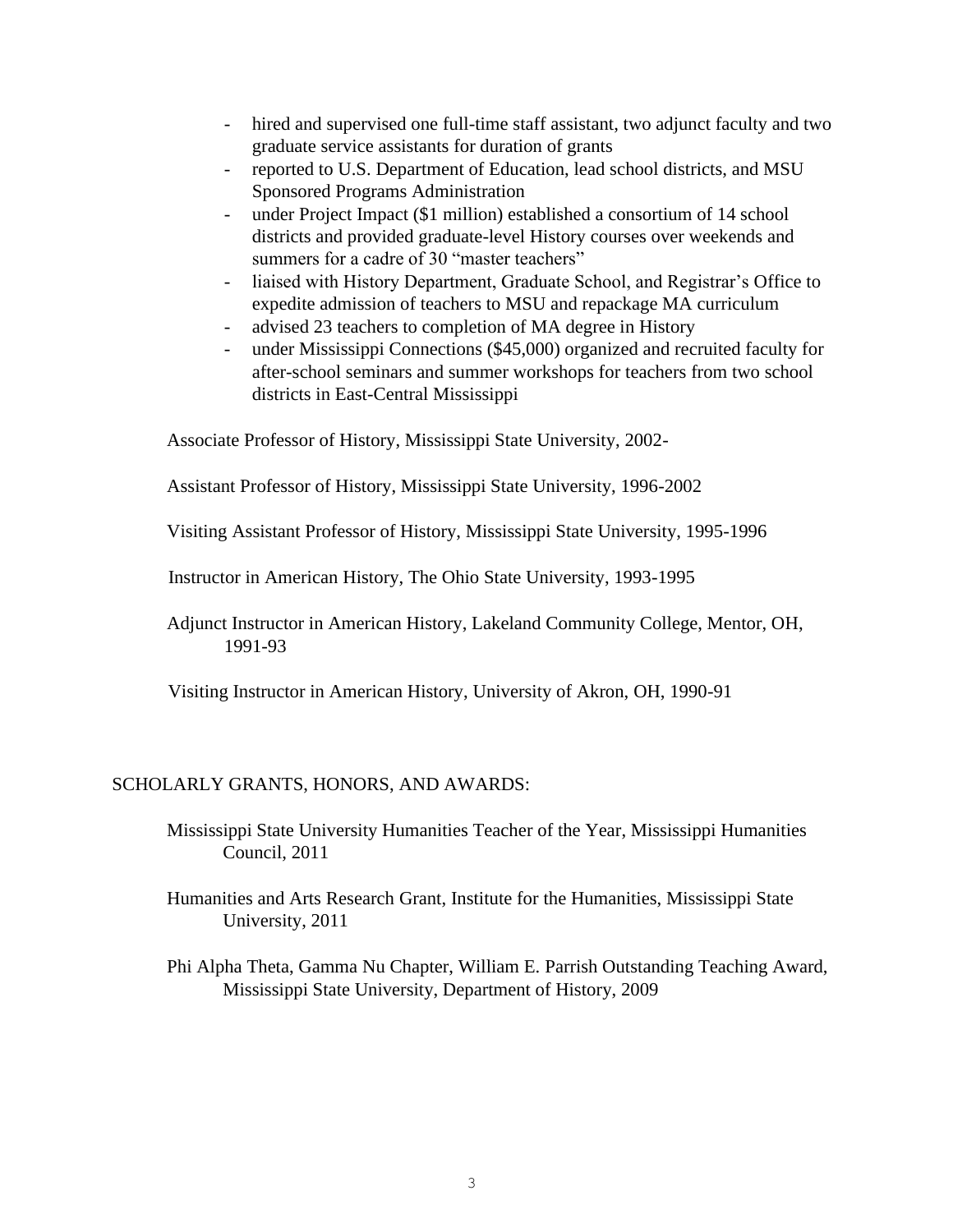- hired and supervised one full-time staff assistant, two adjunct faculty and two graduate service assistants for duration of grants
- reported to U.S. Department of Education, lead school districts, and MSU Sponsored Programs Administration
- under Project Impact ($1 million) established a consortium of 14 school districts and provided graduate-level History courses over weekends and summers for a cadre of 30 "master teachers"
- liaised with History Department, Graduate School, and Registrar's Office to expedite admission of teachers to MSU and repackage MA curriculum
- advised 23 teachers to completion of MA degree in History
- under Mississippi Connections ($45,000) organized and recruited faculty for after-school seminars and summer workshops for teachers from two school districts in East-Central Mississippi

Associate Professor of History, Mississippi State University, 2002-

Assistant Professor of History, Mississippi State University, 1996-2002

Visiting Assistant Professor of History, Mississippi State University, 1995-1996

Instructor in American History, The Ohio State University, 1993-1995

Adjunct Instructor in American History, Lakeland Community College, Mentor, OH, 1991-93

Visiting Instructor in American History, University of Akron, OH, 1990-91

## SCHOLARLY GRANTS, HONORS, AND AWARDS:

Mississippi State University Humanities Teacher of the Year, Mississippi Humanities Council, 2011

Humanities and Arts Research Grant, Institute for the Humanities, Mississippi State University, 2011

Phi Alpha Theta, Gamma Nu Chapter, William E. Parrish Outstanding Teaching Award, Mississippi State University, Department of History, 2009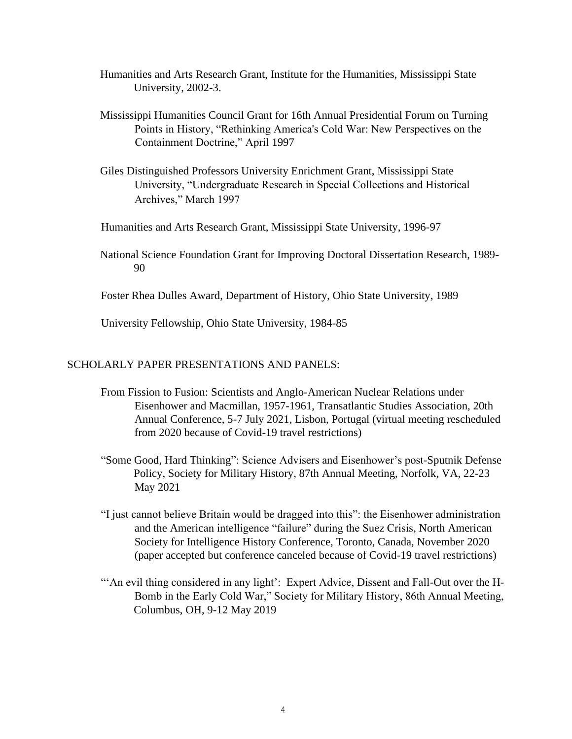Humanities and Arts Research Grant, Institute for the Humanities, Mississippi State University, 2002-3.

Mississippi Humanities Council Grant for 16th Annual Presidential Forum on Turning Points in History, "Rethinking America's Cold War: New Perspectives on the Containment Doctrine," April 1997

Giles Distinguished Professors University Enrichment Grant, Mississippi State University, "Undergraduate Research in Special Collections and Historical Archives," March 1997

Humanities and Arts Research Grant, Mississippi State University, 1996-97

National Science Foundation Grant for Improving Doctoral Dissertation Research, 1989-90

Foster Rhea Dulles Award, Department of History, Ohio State University, 1989

University Fellowship, Ohio State University, 1984-85

## SCHOLARLY PAPER PRESENTATIONS AND PANELS:

From Fission to Fusion: Scientists and Anglo-American Nuclear Relations under Eisenhower and Macmillan, 1957-1961, Transatlantic Studies Association, 20th Annual Conference, 5-7 July 2021, Lisbon, Portugal (virtual meeting rescheduled from 2020 because of Covid-19 travel restrictions)

"Some Good, Hard Thinking": Science Advisers and Eisenhower's post-Sputnik Defense Policy, Society for Military History, 87th Annual Meeting, Norfolk, VA, 22-23 May 2021

"I just cannot believe Britain would be dragged into this": the Eisenhower administration and the American intelligence "failure" during the Suez Crisis, North American Society for Intelligence History Conference, Toronto, Canada, November 2020 (paper accepted but conference canceled because of Covid-19 travel restrictions)

"'An evil thing considered in any light': Expert Advice, Dissent and Fall-Out over the H-Bomb in the Early Cold War," Society for Military History, 86th Annual Meeting, Columbus, OH, 9-12 May 2019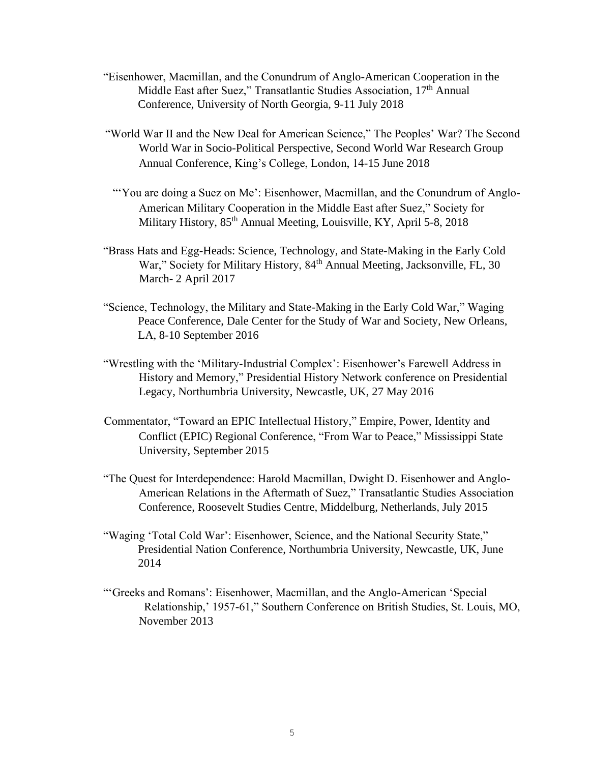"Eisenhower, Macmillan, and the Conundrum of Anglo-American Cooperation in the Middle East after Suez," Transatlantic Studies Association, 17th Annual Conference, University of North Georgia, 9-11 July 2018

"World War II and the New Deal for American Science," The Peoples' War? The Second World War in Socio-Political Perspective, Second World War Research Group Annual Conference, King's College, London, 14-15 June 2018

"'You are doing a Suez on Me': Eisenhower, Macmillan, and the Conundrum of Anglo-American Military Cooperation in the Middle East after Suez," Society for Military History, 85th Annual Meeting, Louisville, KY, April 5-8, 2018

"Brass Hats and Egg-Heads: Science, Technology, and State-Making in the Early Cold War," Society for Military History, 84th Annual Meeting, Jacksonville, FL, 30 March- 2 April 2017

"Science, Technology, the Military and State-Making in the Early Cold War," Waging Peace Conference, Dale Center for the Study of War and Society, New Orleans, LA, 8-10 September 2016

"Wrestling with the 'Military-Industrial Complex': Eisenhower's Farewell Address in History and Memory," Presidential History Network conference on Presidential Legacy, Northumbria University, Newcastle, UK, 27 May 2016

Commentator, "Toward an EPIC Intellectual History," Empire, Power, Identity and Conflict (EPIC) Regional Conference, "From War to Peace," Mississippi State University, September 2015

"The Quest for Interdependence: Harold Macmillan, Dwight D. Eisenhower and Anglo-American Relations in the Aftermath of Suez," Transatlantic Studies Association Conference, Roosevelt Studies Centre, Middelburg, Netherlands, July 2015

"Waging 'Total Cold War': Eisenhower, Science, and the National Security State," Presidential Nation Conference, Northumbria University, Newcastle, UK, June 2014

"'Greeks and Romans': Eisenhower, Macmillan, and the Anglo-American 'Special Relationship,' 1957-61," Southern Conference on British Studies, St. Louis, MO, November 2013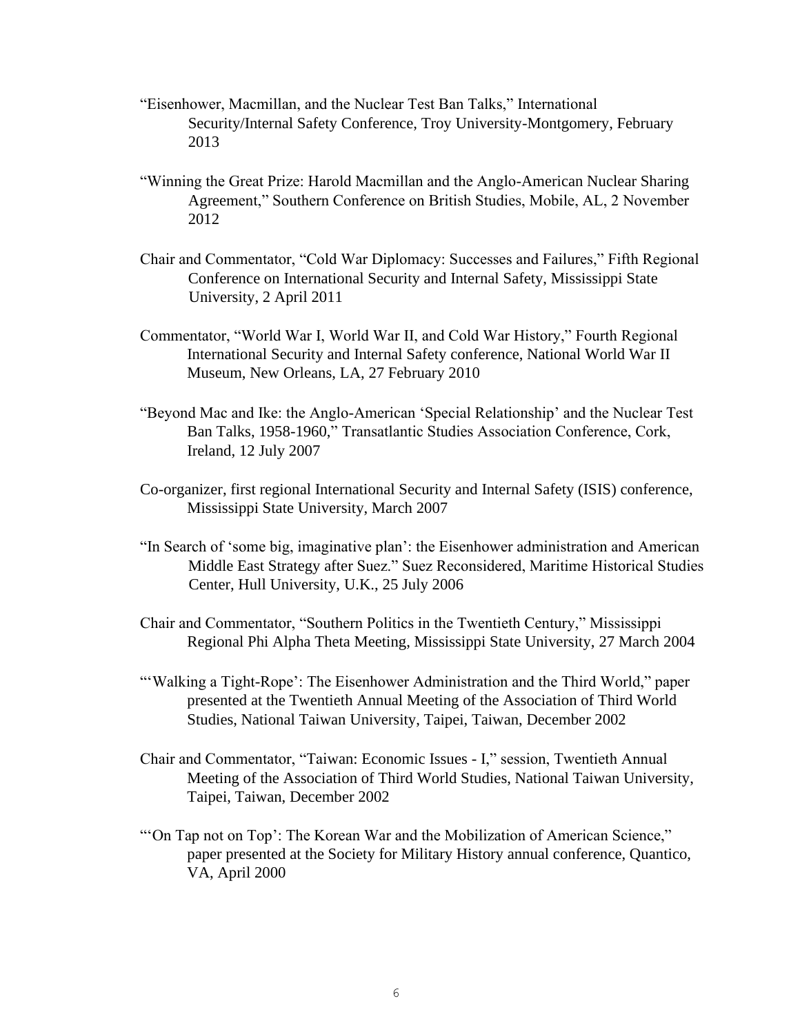"Eisenhower, Macmillan, and the Nuclear Test Ban Talks," International Security/Internal Safety Conference, Troy University-Montgomery, February 2013

"Winning the Great Prize: Harold Macmillan and the Anglo-American Nuclear Sharing Agreement," Southern Conference on British Studies, Mobile, AL, 2 November 2012

Chair and Commentator, "Cold War Diplomacy: Successes and Failures," Fifth Regional Conference on International Security and Internal Safety, Mississippi State University, 2 April 2011

Commentator, "World War I, World War II, and Cold War History," Fourth Regional International Security and Internal Safety conference, National World War II Museum, New Orleans, LA, 27 February 2010

"Beyond Mac and Ike: the Anglo-American 'Special Relationship' and the Nuclear Test Ban Talks, 1958-1960," Transatlantic Studies Association Conference, Cork, Ireland, 12 July 2007

Co-organizer, first regional International Security and Internal Safety (ISIS) conference, Mississippi State University, March 2007

"In Search of 'some big, imaginative plan': the Eisenhower administration and American Middle East Strategy after Suez." Suez Reconsidered, Maritime Historical Studies Center, Hull University, U.K., 25 July 2006

Chair and Commentator, "Southern Politics in the Twentieth Century," Mississippi Regional Phi Alpha Theta Meeting, Mississippi State University, 27 March 2004

"'Walking a Tight-Rope': The Eisenhower Administration and the Third World," paper presented at the Twentieth Annual Meeting of the Association of Third World Studies, National Taiwan University, Taipei, Taiwan, December 2002

Chair and Commentator, "Taiwan: Economic Issues - I," session, Twentieth Annual Meeting of the Association of Third World Studies, National Taiwan University, Taipei, Taiwan, December 2002

"'On Tap not on Top': The Korean War and the Mobilization of American Science," paper presented at the Society for Military History annual conference, Quantico, VA, April 2000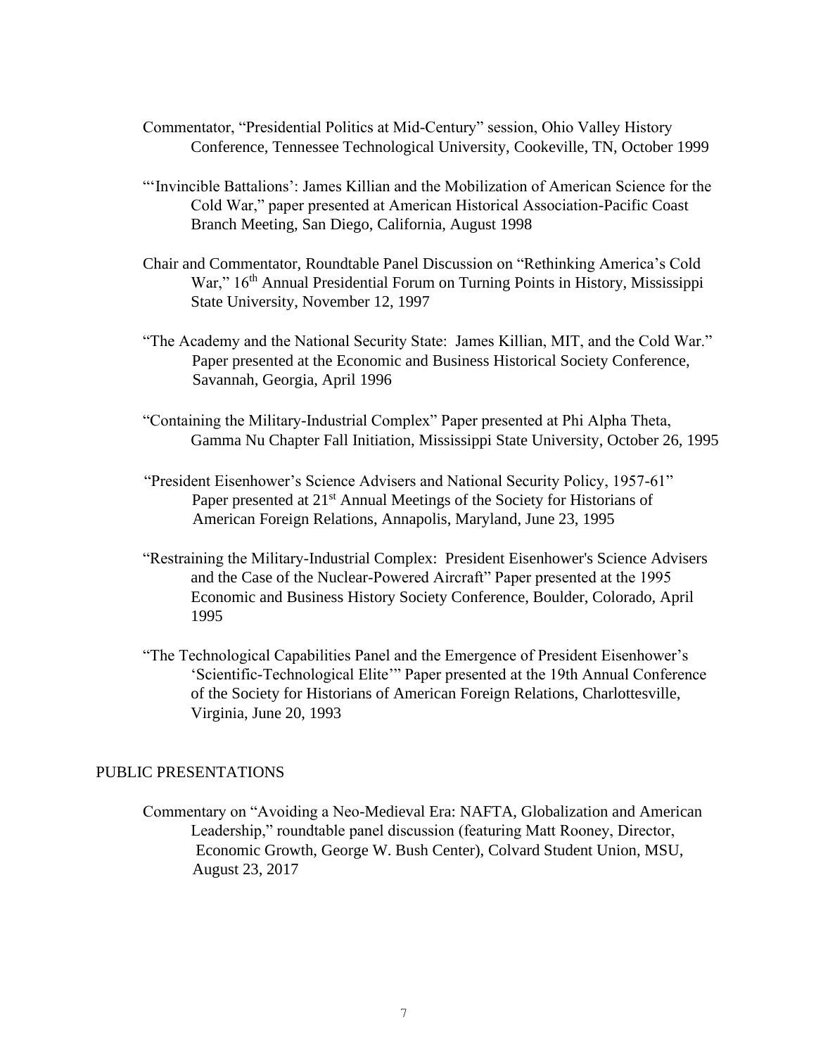Commentator, "Presidential Politics at Mid-Century" session, Ohio Valley History Conference, Tennessee Technological University, Cookeville, TN, October 1999

"'Invincible Battalions': James Killian and the Mobilization of American Science for the Cold War," paper presented at American Historical Association-Pacific Coast Branch Meeting, San Diego, California, August 1998

Chair and Commentator, Roundtable Panel Discussion on "Rethinking America's Cold War," 16th Annual Presidential Forum on Turning Points in History, Mississippi State University, November 12, 1997

"The Academy and the National Security State: James Killian, MIT, and the Cold War." Paper presented at the Economic and Business Historical Society Conference, Savannah, Georgia, April 1996

"Containing the Military-Industrial Complex" Paper presented at Phi Alpha Theta, Gamma Nu Chapter Fall Initiation, Mississippi State University, October 26, 1995

"President Eisenhower's Science Advisers and National Security Policy, 1957-61" Paper presented at 21st Annual Meetings of the Society for Historians of American Foreign Relations, Annapolis, Maryland, June 23, 1995

"Restraining the Military-Industrial Complex: President Eisenhower's Science Advisers and the Case of the Nuclear-Powered Aircraft" Paper presented at the 1995 Economic and Business History Society Conference, Boulder, Colorado, April 1995

"The Technological Capabilities Panel and the Emergence of President Eisenhower's 'Scientific-Technological Elite'" Paper presented at the 19th Annual Conference of the Society for Historians of American Foreign Relations, Charlottesville, Virginia, June 20, 1993

## PUBLIC PRESENTATIONS

Commentary on "Avoiding a Neo-Medieval Era: NAFTA, Globalization and American Leadership," roundtable panel discussion (featuring Matt Rooney, Director, Economic Growth, George W. Bush Center), Colvard Student Union, MSU, August 23, 2017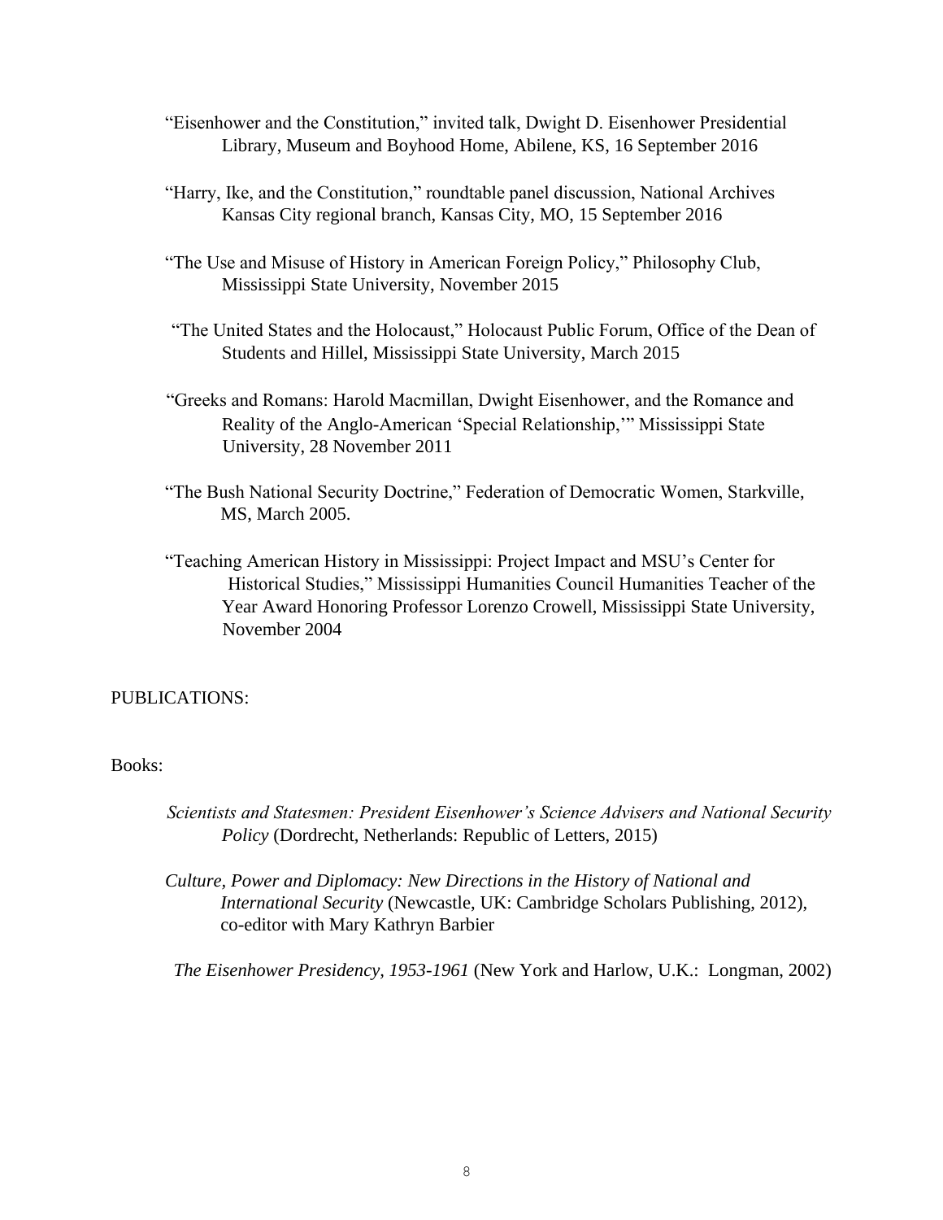"Eisenhower and the Constitution," invited talk, Dwight D. Eisenhower Presidential Library, Museum and Boyhood Home, Abilene, KS, 16 September 2016

"Harry, Ike, and the Constitution," roundtable panel discussion, National Archives Kansas City regional branch, Kansas City, MO, 15 September 2016

"The Use and Misuse of History in American Foreign Policy," Philosophy Club, Mississippi State University, November 2015

"The United States and the Holocaust," Holocaust Public Forum, Office of the Dean of Students and Hillel, Mississippi State University, March 2015

"Greeks and Romans: Harold Macmillan, Dwight Eisenhower, and the Romance and Reality of the Anglo-American 'Special Relationship,'" Mississippi State University, 28 November 2011

"The Bush National Security Doctrine," Federation of Democratic Women, Starkville, MS, March 2005.

"Teaching American History in Mississippi: Project Impact and MSU's Center for Historical Studies," Mississippi Humanities Council Humanities Teacher of the Year Award Honoring Professor Lorenzo Crowell, Mississippi State University, November 2004

PUBLICATIONS:

Books:

*Scientists and Statesmen: President Eisenhower's Science Advisers and National Security Policy* (Dordrecht, Netherlands: Republic of Letters, 2015)

*Culture, Power and Diplomacy: New Directions in the History of National and International Security* (Newcastle, UK: Cambridge Scholars Publishing, 2012), co-editor with Mary Kathryn Barbier

*The Eisenhower Presidency, 1953-1961* (New York and Harlow, U.K.: Longman, 2002)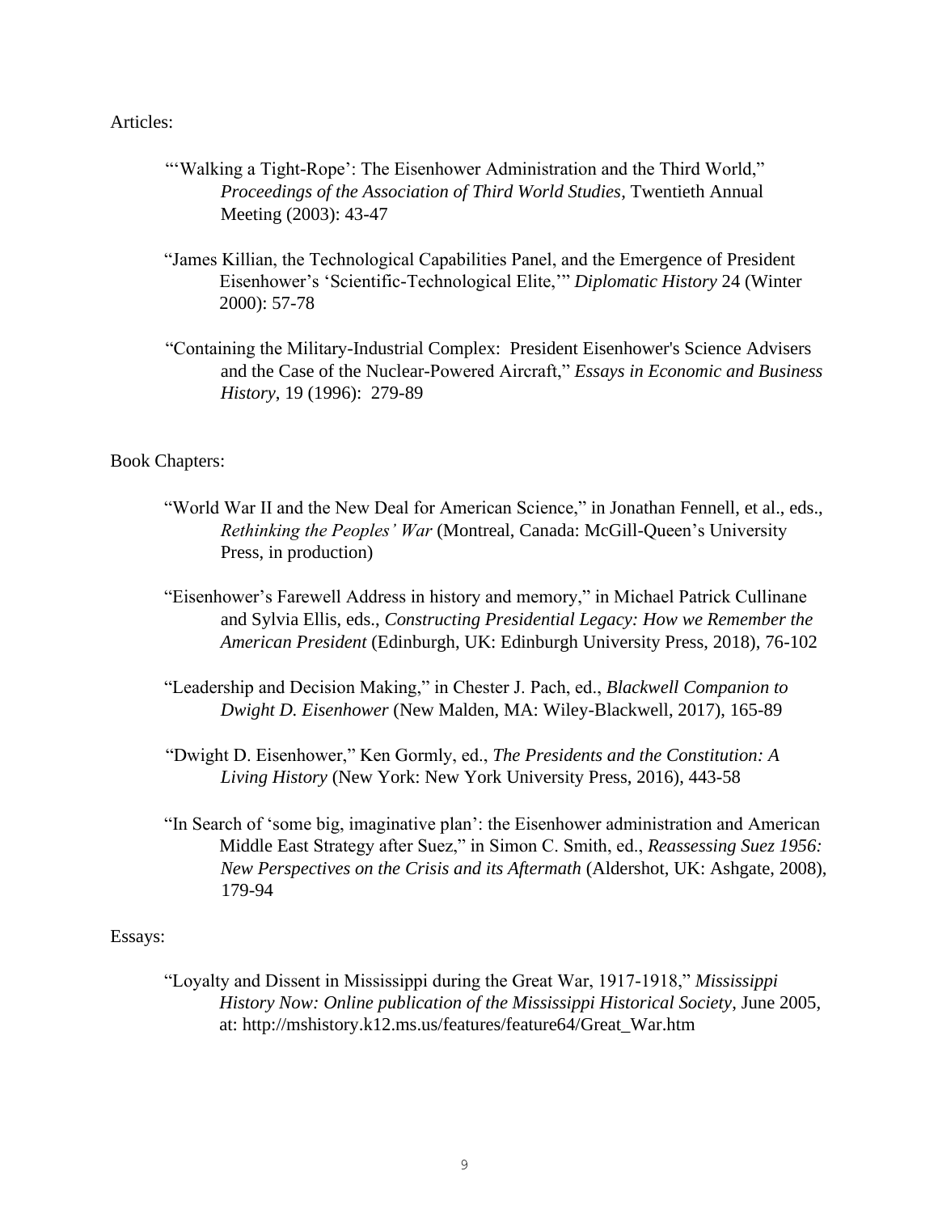Articles:

"'Walking a Tight-Rope': The Eisenhower Administration and the Third World," *Proceedings of the Association of Third World Studies*, Twentieth Annual Meeting (2003): 43-47

"James Killian, the Technological Capabilities Panel, and the Emergence of President Eisenhower's 'Scientific-Technological Elite,'" *Diplomatic History* 24 (Winter 2000): 57-78

"Containing the Military-Industrial Complex: President Eisenhower's Science Advisers and the Case of the Nuclear-Powered Aircraft," *Essays in Economic and Business History*, 19 (1996): 279-89

Book Chapters:

"World War II and the New Deal for American Science," in Jonathan Fennell, et al., eds., *Rethinking the Peoples' War* (Montreal, Canada: McGill-Queen's University Press, in production)

"Eisenhower's Farewell Address in history and memory," in Michael Patrick Cullinane and Sylvia Ellis, eds., *Constructing Presidential Legacy: How we Remember the American President* (Edinburgh, UK: Edinburgh University Press, 2018), 76-102

"Leadership and Decision Making," in Chester J. Pach, ed., *Blackwell Companion to Dwight D. Eisenhower* (New Malden, MA: Wiley-Blackwell, 2017), 165-89

"Dwight D. Eisenhower," Ken Gormly, ed., *The Presidents and the Constitution: A Living History* (New York: New York University Press, 2016), 443-58

"In Search of 'some big, imaginative plan': the Eisenhower administration and American Middle East Strategy after Suez," in Simon C. Smith, ed., *Reassessing Suez 1956: New Perspectives on the Crisis and its Aftermath* (Aldershot, UK: Ashgate, 2008), 179-94

Essays:

"Loyalty and Dissent in Mississippi during the Great War, 1917-1918," *Mississippi History Now: Online publication of the Mississippi Historical Society*, June 2005, at: http://mshistory.k12.ms.us/features/feature64/Great_War.htm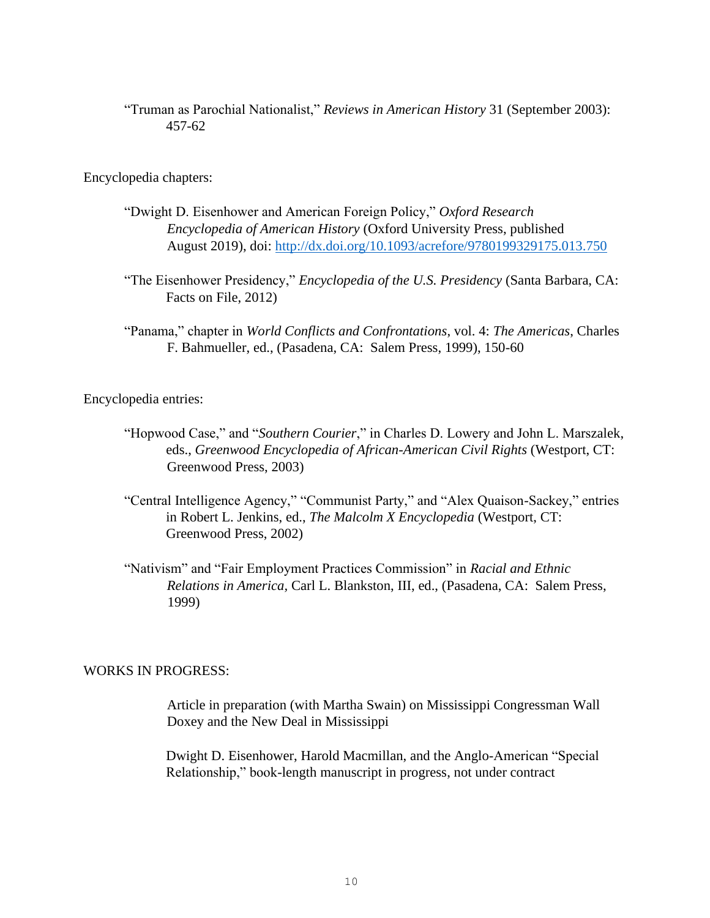"Truman as Parochial Nationalist," *Reviews in American History* 31 (September 2003): 457-62

Encyclopedia chapters:

"Dwight D. Eisenhower and American Foreign Policy," *Oxford Research Encyclopedia of American History* (Oxford University Press, published August 2019), doi: http://dx.doi.org/10.1093/acrefore/9780199329175.013.750

"The Eisenhower Presidency," *Encyclopedia of the U.S. Presidency* (Santa Barbara, CA: Facts on File, 2012)

"Panama," chapter in *World Conflicts and Confrontations*, vol. 4: *The Americas*, Charles F. Bahmueller, ed., (Pasadena, CA: Salem Press, 1999), 150-60

Encyclopedia entries:

"Hopwood Case," and "*Southern Courier*," in Charles D. Lowery and John L. Marszalek, eds., *Greenwood Encyclopedia of African-American Civil Rights* (Westport, CT: Greenwood Press, 2003)

"Central Intelligence Agency," "Communist Party," and "Alex Quaison-Sackey," entries in Robert L. Jenkins, ed., *The Malcolm X Encyclopedia* (Westport, CT: Greenwood Press, 2002)

"Nativism" and "Fair Employment Practices Commission" in *Racial and Ethnic Relations in America*, Carl L. Blankston, III, ed., (Pasadena, CA: Salem Press, 1999)

WORKS IN PROGRESS:

Article in preparation (with Martha Swain) on Mississippi Congressman Wall Doxey and the New Deal in Mississippi

Dwight D. Eisenhower, Harold Macmillan, and the Anglo-American "Special Relationship," book-length manuscript in progress, not under contract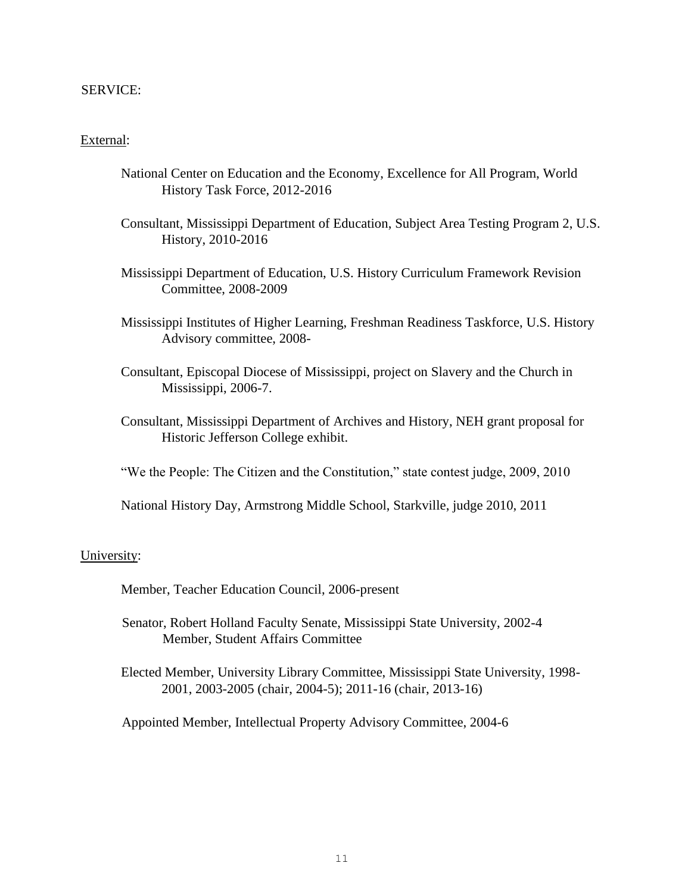SERVICE:

<u>External</u>:

- National Center on Education and the Economy, Excellence for All Program, World History Task Force, 2012-2016

- Consultant, Mississippi Department of Education, Subject Area Testing Program 2, U.S. History, 2010-2016

- Mississippi Department of Education, U.S. History Curriculum Framework Revision Committee, 2008-2009

- Mississippi Institutes of Higher Learning, Freshman Readiness Taskforce, U.S. History Advisory committee, 2008-

- Consultant, Episcopal Diocese of Mississippi, project on Slavery and the Church in Mississippi, 2006-7.

- Consultant, Mississippi Department of Archives and History, NEH grant proposal for Historic Jefferson College exhibit.

- "We the People: The Citizen and the Constitution," state contest judge, 2009, 2010

- National History Day, Armstrong Middle School, Starkville, judge 2010, 2011

<u>University</u>:

- Member, Teacher Education Council, 2006-present

- Senator, Robert Holland Faculty Senate, Mississippi State University, 2002-4
  Member, Student Affairs Committee

- Elected Member, University Library Committee, Mississippi State University, 1998-2001, 2003-2005 (chair, 2004-5); 2011-16 (chair, 2013-16)

- Appointed Member, Intellectual Property Advisory Committee, 2004-6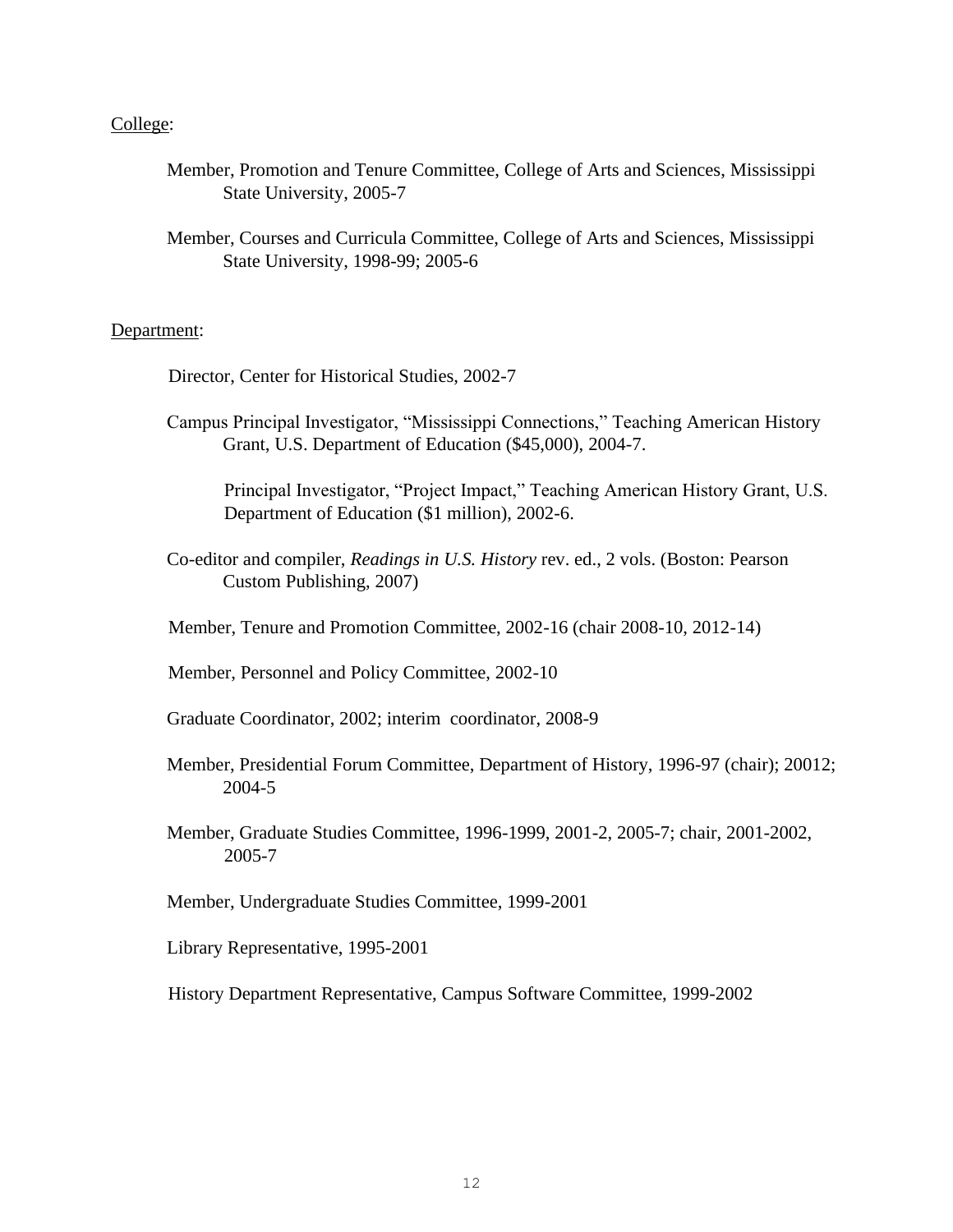<u>College</u>:

Member, Promotion and Tenure Committee, College of Arts and Sciences, Mississippi State University, 2005-7

Member, Courses and Curricula Committee, College of Arts and Sciences, Mississippi State University, 1998-99; 2005-6

<u>Department</u>:

Director, Center for Historical Studies, 2002-7

Campus Principal Investigator, "Mississippi Connections," Teaching American History Grant, U.S. Department of Education ($45,000), 2004-7.

Principal Investigator, "Project Impact," Teaching American History Grant, U.S. Department of Education ($1 million), 2002-6.

Co-editor and compiler, *Readings in U.S. History* rev. ed., 2 vols. (Boston: Pearson Custom Publishing, 2007)

Member, Tenure and Promotion Committee, 2002-16 (chair 2008-10, 2012-14)

Member, Personnel and Policy Committee, 2002-10

Graduate Coordinator, 2002; interim coordinator, 2008-9

Member, Presidential Forum Committee, Department of History, 1996-97 (chair); 20012; 2004-5

Member, Graduate Studies Committee, 1996-1999, 2001-2, 2005-7; chair, 2001-2002, 2005-7

Member, Undergraduate Studies Committee, 1999-2001

Library Representative, 1995-2001

History Department Representative, Campus Software Committee, 1999-2002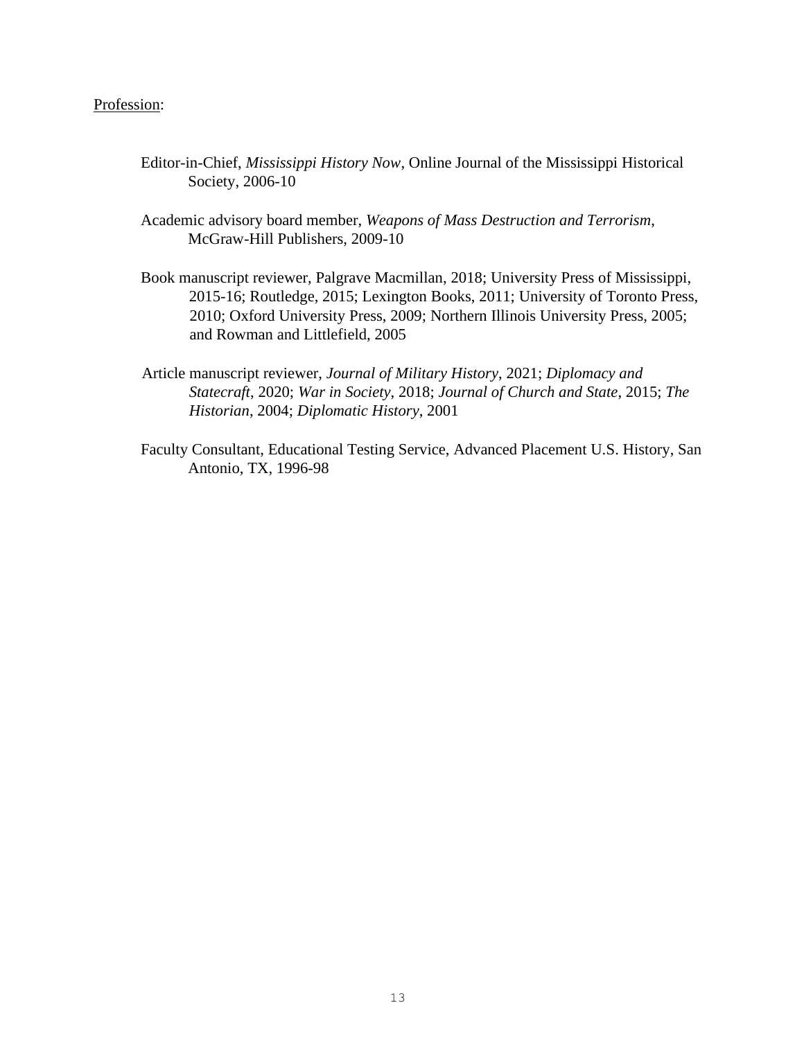<u>Profession</u>:

Editor-in-Chief, *Mississippi History Now*, Online Journal of the Mississippi Historical Society, 2006-10

Academic advisory board member, *Weapons of Mass Destruction and Terrorism*, McGraw-Hill Publishers, 2009-10

Book manuscript reviewer, Palgrave Macmillan, 2018; University Press of Mississippi, 2015-16; Routledge, 2015; Lexington Books, 2011; University of Toronto Press, 2010; Oxford University Press, 2009; Northern Illinois University Press, 2005; and Rowman and Littlefield, 2005

Article manuscript reviewer, *Journal of Military History*, 2021; *Diplomacy and Statecraft*, 2020; *War in Society*, 2018; *Journal of Church and State*, 2015; *The Historian*, 2004; *Diplomatic History*, 2001

Faculty Consultant, Educational Testing Service, Advanced Placement U.S. History, San Antonio, TX, 1996-98